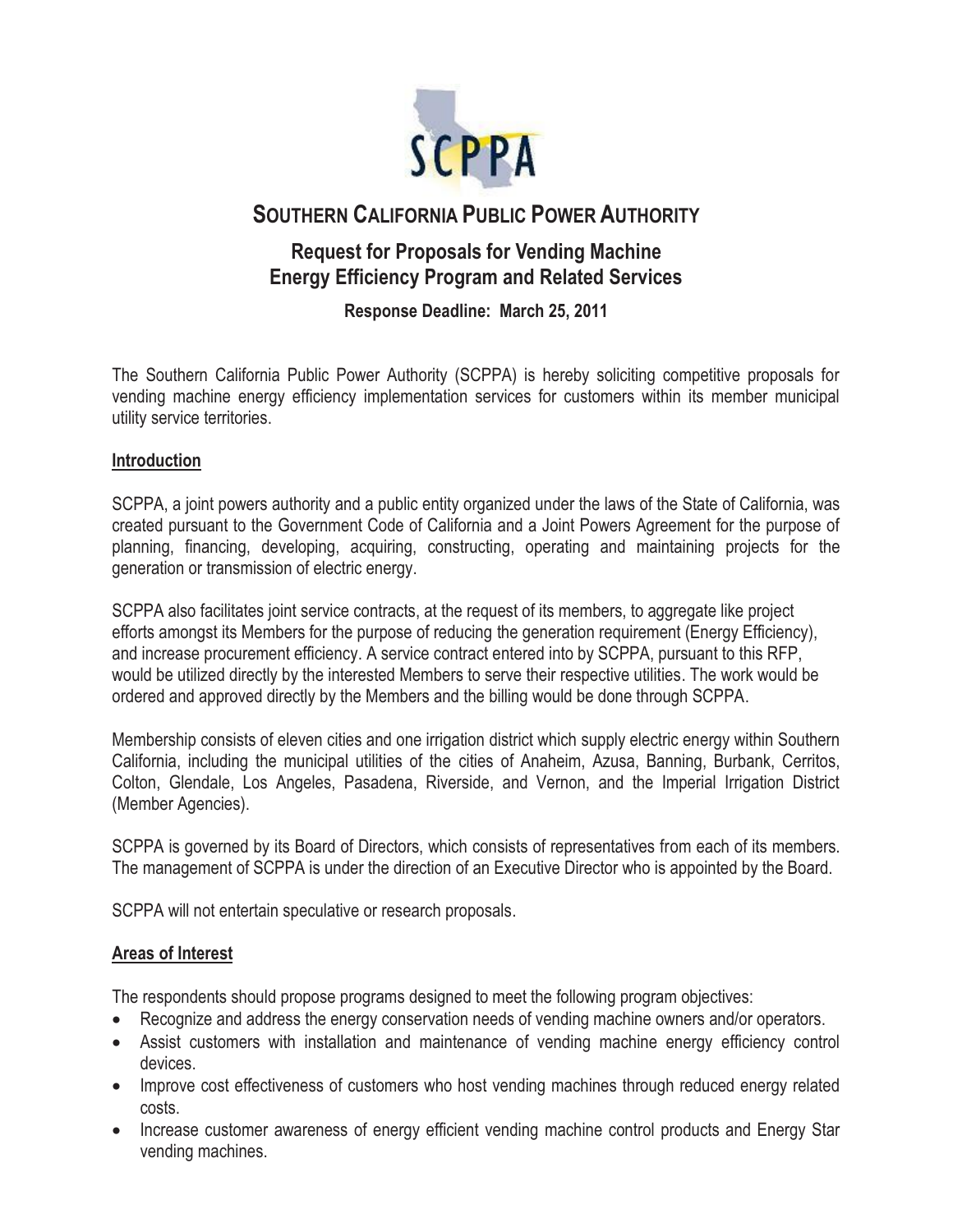SCPPA

# SOUTHERN CALIFORNIA PUBLIC POWER AUTHORITY

## Request for Proposals for Vending Machine Energy Efficiency Program and Related Services

**Response Deadline: March 25, 2011**

The Southern California Public Power Authority (SCPPA) is hereby soliciting competitive proposals for vending machine energy efficiency implementation services for customers within its member municipal utility service territories.

### Introduction

SCPPA, a joint powers authority and a public entity organized under the laws of the State of California, was created pursuant to the Government Code of California and a Joint Powers Agreement for the purpose of planning, financing, developing, acquiring, constructing, operating and maintaining projects for the generation or transmission of electric energy.

SCPPA also facilitates joint service contracts, at the request of its members, to aggregate like project efforts amongst its Members for the purpose of reducing the generation requirement (Energy Efficiency), and increase procurement efficiency. A service contract entered into by SCPPA, pursuant to this RFP, would be utilized directly by the interested Members to serve their respective utilities. The work would be ordered and approved directly by the Members and the billing would be done through SCPPA.

Membership consists of eleven cities and one irrigation district which supply electric energy within Southern California, including the municipal utilities of the cities of Anaheim, Azusa, Banning, Burbank, Cerritos, Colton, Glendale, Los Angeles, Pasadena, Riverside, and Vernon, and the Imperial Irrigation District (Member Agencies).

SCPPA is governed by its Board of Directors, which consists of representatives from each of its members. The management of SCPPA is under the direction of an Executive Director who is appointed by the Board.

SCPPA will not entertain speculative or research proposals.

### Areas of Interest

The respondents should propose programs designed to meet the following program objectives:

- Recognize and address the energy conservation needs of vending machine owners and/or operators.
- Assist customers with installation and maintenance of vending machine energy efficiency control devices.
- Improve cost effectiveness of customers who host vending machines through reduced energy related costs.
- Increase customer awareness of energy efficient vending machine control products and Energy Star vending machines.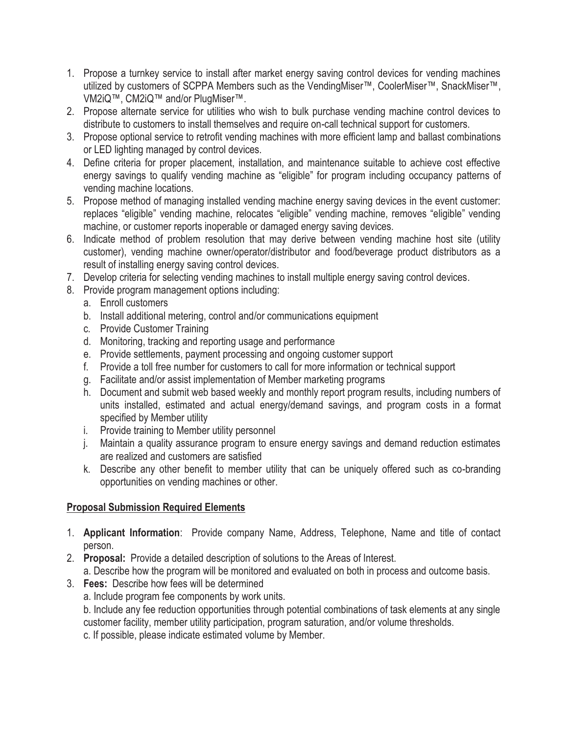1. Propose a turnkey service to install after market energy saving control devices for vending machines utilized by customers of SCPPA Members such as the VendingMiser™, CoolerMiser™, SnackMiser™, VM2iQ™, CM2iQ™ and/or PlugMiser™.
2. Propose alternate service for utilities who wish to bulk purchase vending machine control devices to distribute to customers to install themselves and require on-call technical support for customers.
3. Propose optional service to retrofit vending machines with more efficient lamp and ballast combinations or LED lighting managed by control devices.
4. Define criteria for proper placement, installation, and maintenance suitable to achieve cost effective energy savings to qualify vending machine as "eligible" for program including occupancy patterns of vending machine locations.
5. Propose method of managing installed vending machine energy saving devices in the event customer: replaces "eligible" vending machine, relocates "eligible" vending machine, removes "eligible" vending machine, or customer reports inoperable or damaged energy saving devices.
6. Indicate method of problem resolution that may derive between vending machine host site (utility customer), vending machine owner/operator/distributor and food/beverage product distributors as a result of installing energy saving control devices.
7. Develop criteria for selecting vending machines to install multiple energy saving control devices.
8. Provide program management options including:
   a. Enroll customers
   b. Install additional metering, control and/or communications equipment
   c. Provide Customer Training
   d. Monitoring, tracking and reporting usage and performance
   e. Provide settlements, payment processing and ongoing customer support
   f. Provide a toll free number for customers to call for more information or technical support
   g. Facilitate and/or assist implementation of Member marketing programs
   h. Document and submit web based weekly and monthly report program results, including numbers of units installed, estimated and actual energy/demand savings, and program costs in a format specified by Member utility
   i. Provide training to Member utility personnel
   j. Maintain a quality assurance program to ensure energy savings and demand reduction estimates are realized and customers are satisfied
   k. Describe any other benefit to member utility that can be uniquely offered such as co-branding opportunities on vending machines or other.

## Proposal Submission Required Elements

1. **Applicant Information**: Provide company Name, Address, Telephone, Name and title of contact person.
2. **Proposal:** Provide a detailed description of solutions to the Areas of Interest.
   a. Describe how the program will be monitored and evaluated on both in process and outcome basis.
3. **Fees:** Describe how fees will be determined
   a. Include program fee components by work units.
   b. Include any fee reduction opportunities through potential combinations of task elements at any single customer facility, member utility participation, program saturation, and/or volume thresholds.
   c. If possible, please indicate estimated volume by Member.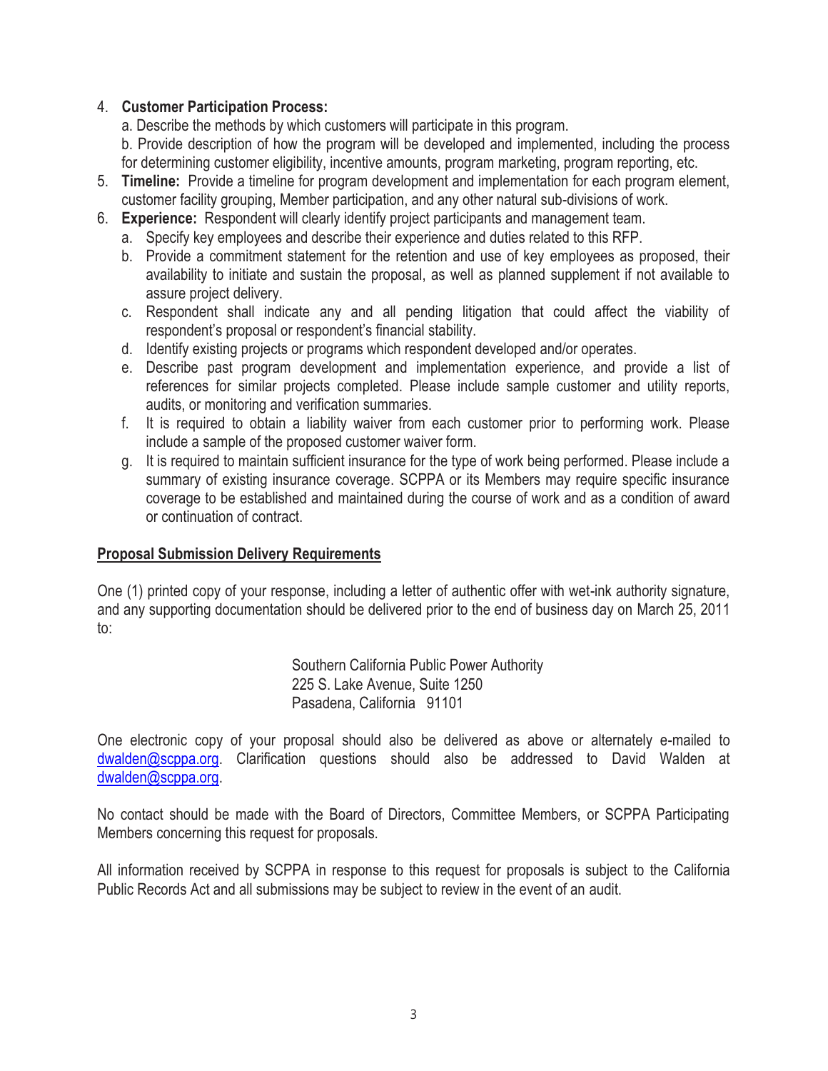4. **Customer Participation Process:**
   a. Describe the methods by which customers will participate in this program.
   b. Provide description of how the program will be developed and implemented, including the process for determining customer eligibility, incentive amounts, program marketing, program reporting, etc.
5. **Timeline:** Provide a timeline for program development and implementation for each program element, customer facility grouping, Member participation, and any other natural sub-divisions of work.
6. **Experience:** Respondent will clearly identify project participants and management team.
   a. Specify key employees and describe their experience and duties related to this RFP.
   b. Provide a commitment statement for the retention and use of key employees as proposed, their availability to initiate and sustain the proposal, as well as planned supplement if not available to assure project delivery.
   c. Respondent shall indicate any and all pending litigation that could affect the viability of respondent's proposal or respondent's financial stability.
   d. Identify existing projects or programs which respondent developed and/or operates.
   e. Describe past program development and implementation experience, and provide a list of references for similar projects completed. Please include sample customer and utility reports, audits, or monitoring and verification summaries.
   f. It is required to obtain a liability waiver from each customer prior to performing work. Please include a sample of the proposed customer waiver form.
   g. It is required to maintain sufficient insurance for the type of work being performed. Please include a summary of existing insurance coverage. SCPPA or its Members may require specific insurance coverage to be established and maintained during the course of work and as a condition of award or continuation of contract.

**Proposal Submission Delivery Requirements**

One (1) printed copy of your response, including a letter of authentic offer with wet-ink authority signature, and any supporting documentation should be delivered prior to the end of business day on March 25, 2011 to:

Southern California Public Power Authority
225 S. Lake Avenue, Suite 1250
Pasadena, California 91101

One electronic copy of your proposal should also be delivered as above or alternately e-mailed to dwalden@scppa.org. Clarification questions should also be addressed to David Walden at dwalden@scppa.org.

No contact should be made with the Board of Directors, Committee Members, or SCPPA Participating Members concerning this request for proposals.

All information received by SCPPA in response to this request for proposals is subject to the California Public Records Act and all submissions may be subject to review in the event of an audit.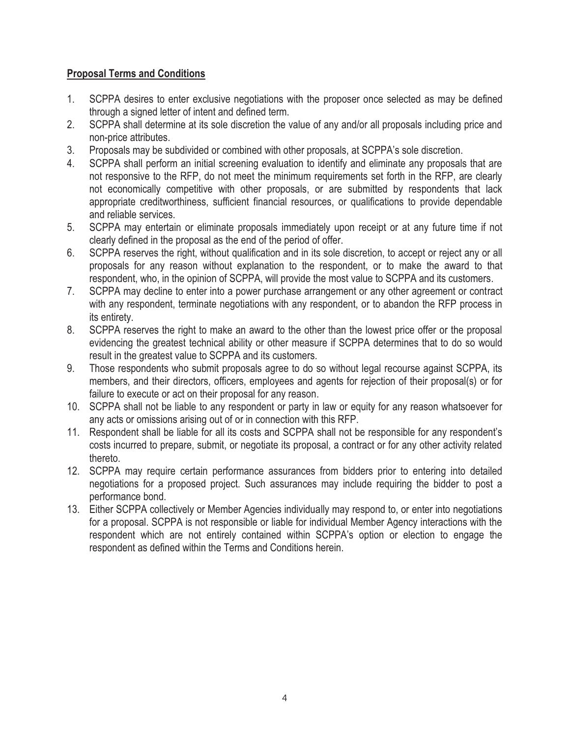**Proposal Terms and Conditions**

1. SCPPA desires to enter exclusive negotiations with the proposer once selected as may be defined through a signed letter of intent and defined term.
2. SCPPA shall determine at its sole discretion the value of any and/or all proposals including price and non-price attributes.
3. Proposals may be subdivided or combined with other proposals, at SCPPA's sole discretion.
4. SCPPA shall perform an initial screening evaluation to identify and eliminate any proposals that are not responsive to the RFP, do not meet the minimum requirements set forth in the RFP, are clearly not economically competitive with other proposals, or are submitted by respondents that lack appropriate creditworthiness, sufficient financial resources, or qualifications to provide dependable and reliable services.
5. SCPPA may entertain or eliminate proposals immediately upon receipt or at any future time if not clearly defined in the proposal as the end of the period of offer.
6. SCPPA reserves the right, without qualification and in its sole discretion, to accept or reject any or all proposals for any reason without explanation to the respondent, or to make the award to that respondent, who, in the opinion of SCPPA, will provide the most value to SCPPA and its customers.
7. SCPPA may decline to enter into a power purchase arrangement or any other agreement or contract with any respondent, terminate negotiations with any respondent, or to abandon the RFP process in its entirety.
8. SCPPA reserves the right to make an award to the other than the lowest price offer or the proposal evidencing the greatest technical ability or other measure if SCPPA determines that to do so would result in the greatest value to SCPPA and its customers.
9. Those respondents who submit proposals agree to do so without legal recourse against SCPPA, its members, and their directors, officers, employees and agents for rejection of their proposal(s) or for failure to execute or act on their proposal for any reason.
10. SCPPA shall not be liable to any respondent or party in law or equity for any reason whatsoever for any acts or omissions arising out of or in connection with this RFP.
11. Respondent shall be liable for all its costs and SCPPA shall not be responsible for any respondent's costs incurred to prepare, submit, or negotiate its proposal, a contract or for any other activity related thereto.
12. SCPPA may require certain performance assurances from bidders prior to entering into detailed negotiations for a proposed project. Such assurances may include requiring the bidder to post a performance bond.
13. Either SCPPA collectively or Member Agencies individually may respond to, or enter into negotiations for a proposal. SCPPA is not responsible or liable for individual Member Agency interactions with the respondent which are not entirely contained within SCPPA's option or election to engage the respondent as defined within the Terms and Conditions herein.